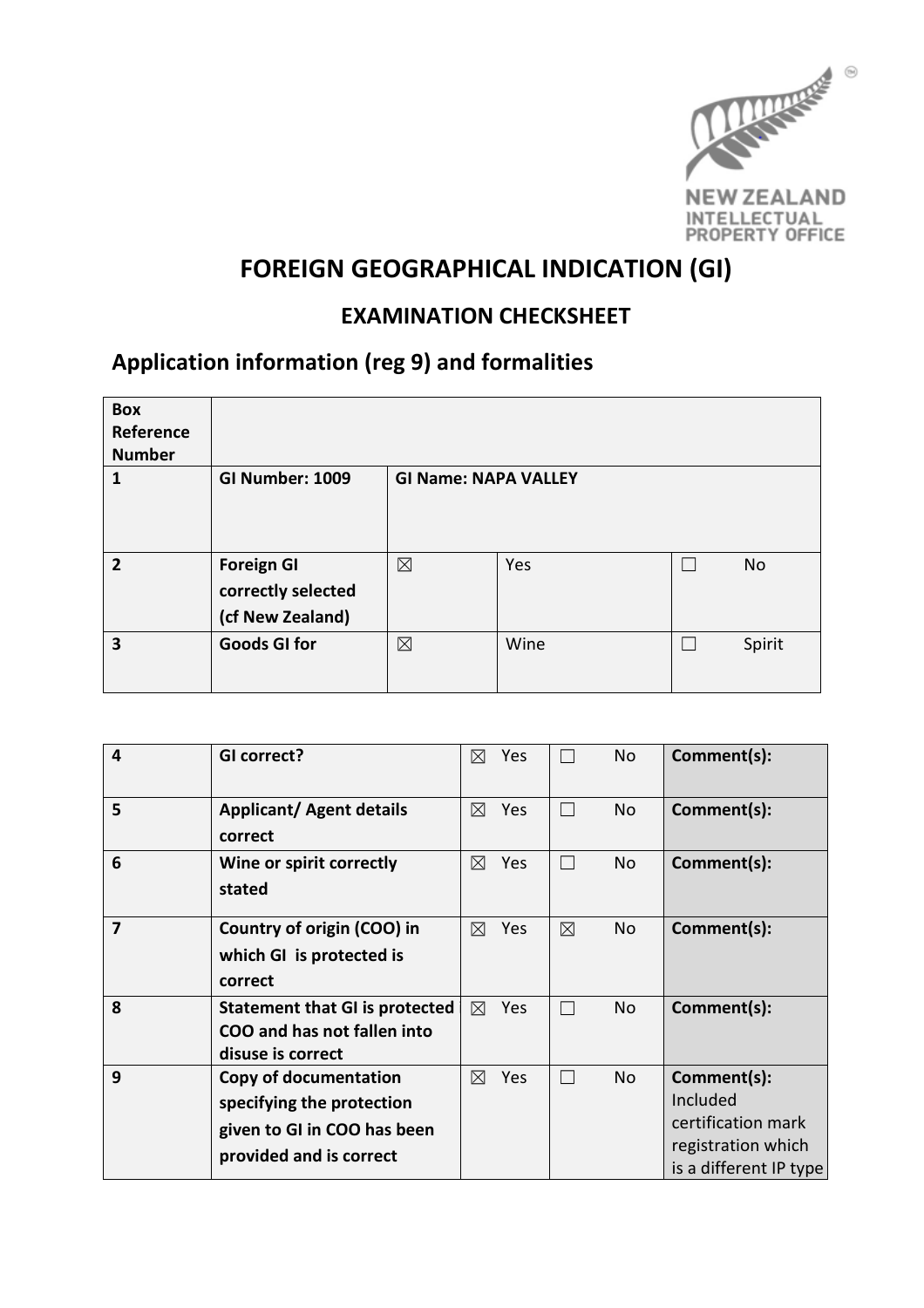# FOREIGN GEOGRAPHICAL INDICATION (GI)

## EXAMINATION CHECKSHEET

## Application information (reg 9) and formalities

| Box Reference Number | | | | | |
|---|---|---|---|---|---|
| **1** | **GI Number: 1009** | **GI Name: NAPA VALLEY** | | | |
| **2** | **Foreign GI correctly selected (cf New Zealand)** | ☒ | Yes | ☐ | No |
| **3** | **Goods GI for** | ☒ | Wine | ☐ | Spirit |

| | | | | | | |
|---|---|---|---|---|---|---|
| **4** | **GI correct?** | ☒ | Yes | ☐ | No | **Comment(s):** |
| **5** | **Applicant/ Agent details correct** | ☒ | Yes | ☐ | No | **Comment(s):** |
| **6** | **Wine or spirit correctly stated** | ☒ | Yes | ☐ | No | **Comment(s):** |
| **7** | **Country of origin (COO) in which GI is protected is correct** | ☒ | Yes | ☒ | No | **Comment(s):** |
| **8** | **Statement that GI is protected COO and has not fallen into disuse is correct** | ☒ | Yes | ☐ | No | **Comment(s):** |
| **9** | **Copy of documentation specifying the protection given to GI in COO has been provided and is correct** | ☒ | Yes | ☐ | No | **Comment(s):** Included certification mark registration which is a different IP type |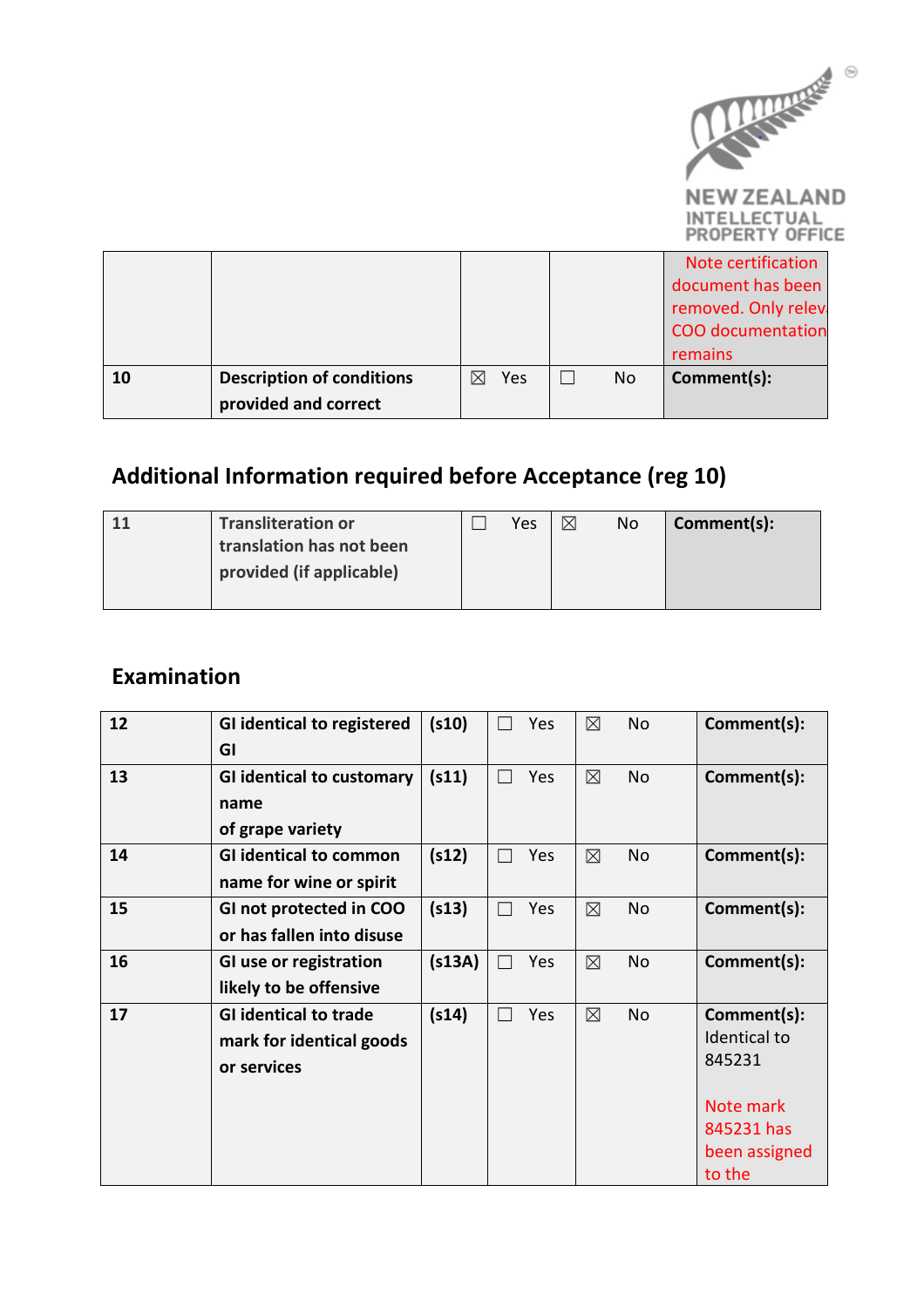| | | | | Note certification document has been removed. Only relev COO documentation remains |
|---|---|---|---|---|
| 10 | Description of conditions provided and correct | ☒ Yes | ☐ No | Comment(s): |

## Additional Information required before Acceptance (reg 10)

| 11 | Transliteration or translation has not been provided (if applicable) | ☐ Yes | ☒ No | Comment(s): |
|---|---|---|---|---|

## Examination

| 12 | GI identical to registered GI | (s10) | ☐ Yes | ☒ No | Comment(s): |
|---|---|---|---|---|---|
| 13 | GI identical to customary name of grape variety | (s11) | ☐ Yes | ☒ No | Comment(s): |
| 14 | GI identical to common name for wine or spirit | (s12) | ☐ Yes | ☒ No | Comment(s): |
| 15 | GI not protected in COO or has fallen into disuse | (s13) | ☐ Yes | ☒ No | Comment(s): |
| 16 | GI use or registration likely to be offensive | (s13A) | ☐ Yes | ☒ No | Comment(s): |
| 17 | GI identical to trade mark for identical goods or services | (s14) | ☐ Yes | ☒ No | Comment(s): Identical to 845231<br><br>Note mark 845231 has been assigned to the |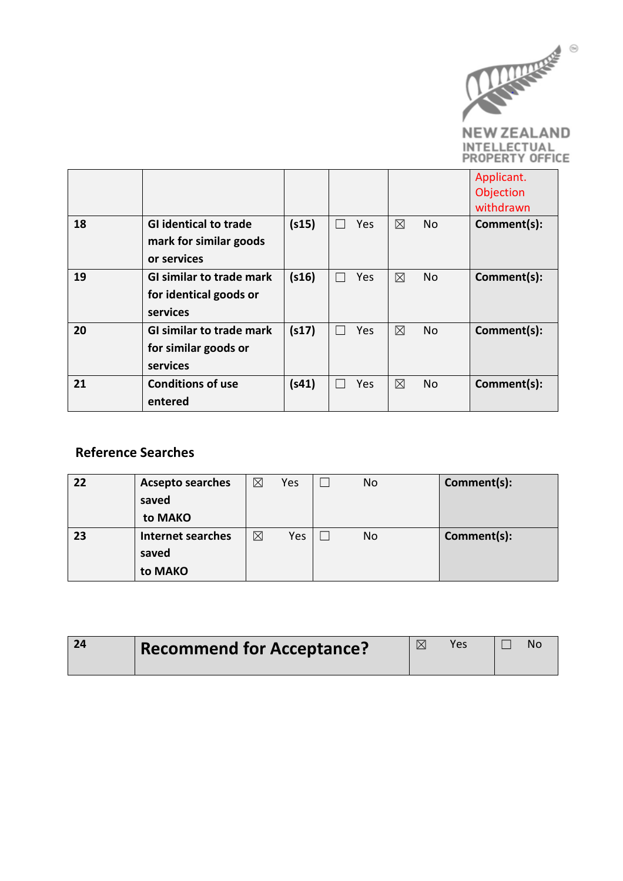| | | | | | Applicant. Objection withdrawn |
|---|---|---|---|---|---|
| **18** | **GI identical to trade mark for similar goods or services** | **(s15)** | ☐ Yes | ☒ No | **Comment(s):** |
| **19** | **GI similar to trade mark for identical goods or services** | **(s16)** | ☐ Yes | ☒ No | **Comment(s):** |
| **20** | **GI similar to trade mark for similar goods or services** | **(s17)** | ☐ Yes | ☒ No | **Comment(s):** |
| **21** | **Conditions of use entered** | **(s41)** | ☐ Yes | ☒ No | **Comment(s):** |

## Reference Searches

| | | | | |
|---|---|---|---|---|
| **22** | **Acsepto searches saved to MAKO** | ☒ Yes | ☐ No | **Comment(s):** |
| **23** | **Internet searches saved to MAKO** | ☒ Yes | ☐ No | **Comment(s):** |

| | | | |
|---|---|---|---|
| **24** | **Recommend for Acceptance?** | ☒ Yes | ☐ No |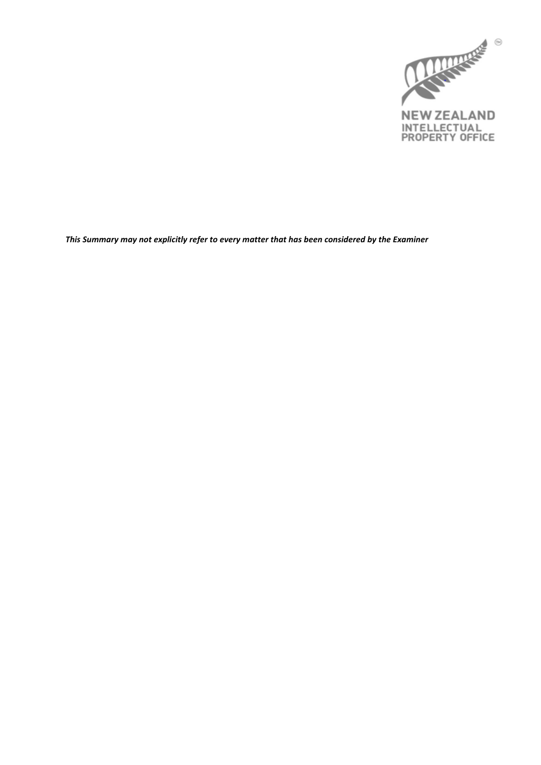***This Summary may not explicitly refer to every matter that has been considered by the Examiner***